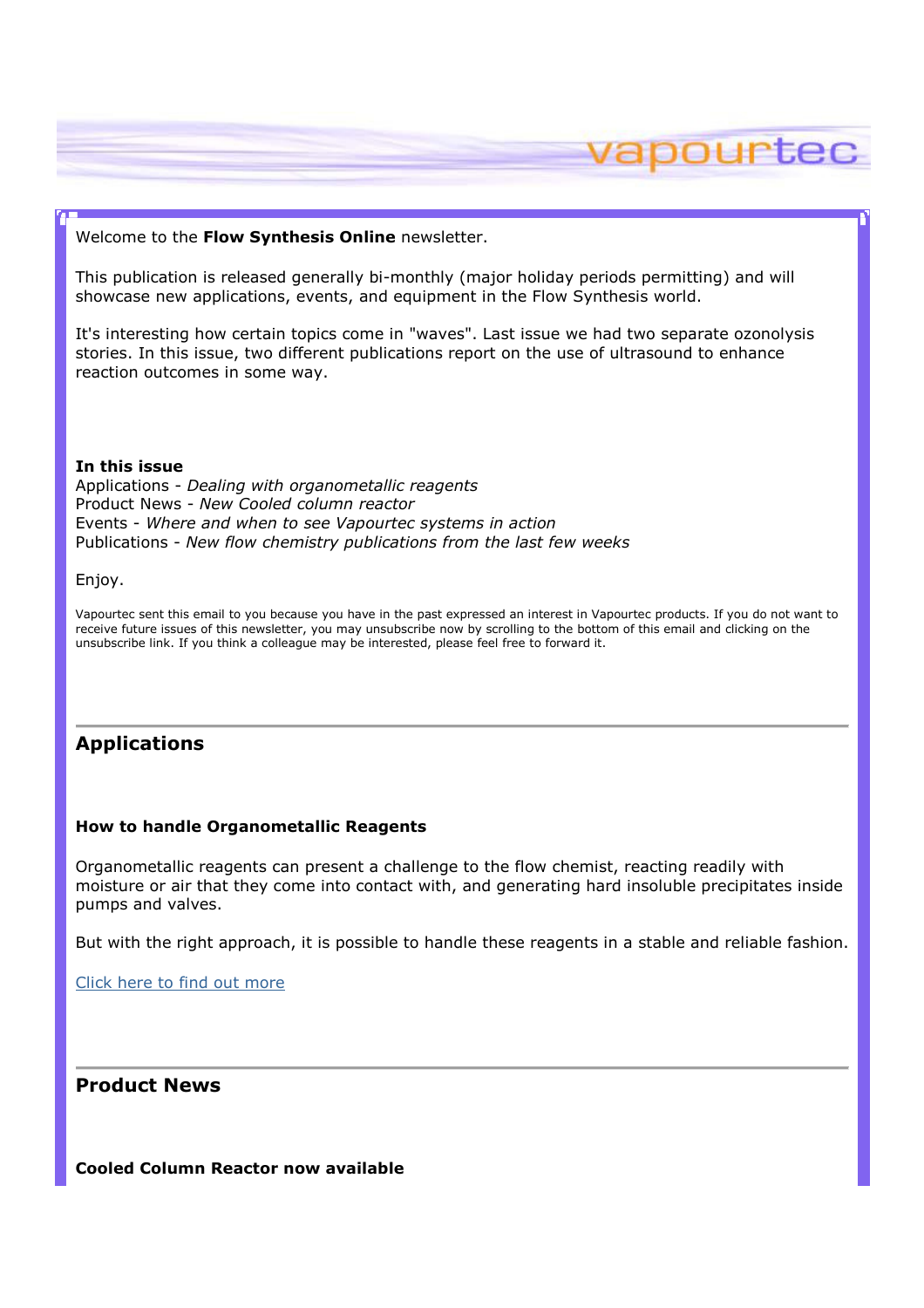Welcome to the **Flow Synthesis Online** newsletter.

This publication is released generally bi-monthly (major holiday periods permitting) and will showcase new applications, events, and equipment in the Flow Synthesis world.

It's interesting how certain topics come in "waves". Last issue we had two separate ozonolysis stories. In this issue, two different publications report on the use of ultrasound to enhance reaction outcomes in some way.

**In this issue**
Applications - *Dealing with organometallic reagents*
Product News - *New Cooled column reactor*
Events - *Where and when to see Vapourtec systems in action*
Publications - *New flow chemistry publications from the last few weeks*

Enjoy.

Vapourtec sent this email to you because you have in the past expressed an interest in Vapourtec products. If you do not want to receive future issues of this newsletter, you may unsubscribe now by scrolling to the bottom of this email and clicking on the unsubscribe link. If you think a colleague may be interested, please feel free to forward it.

## Applications

### How to handle Organometallic Reagents

Organometallic reagents can present a challenge to the flow chemist, reacting readily with moisture or air that they come into contact with, and generating hard insoluble precipitates inside pumps and valves.

But with the right approach, it is possible to handle these reagents in a stable and reliable fashion.

Click here to find out more

## Product News

### Cooled Column Reactor now available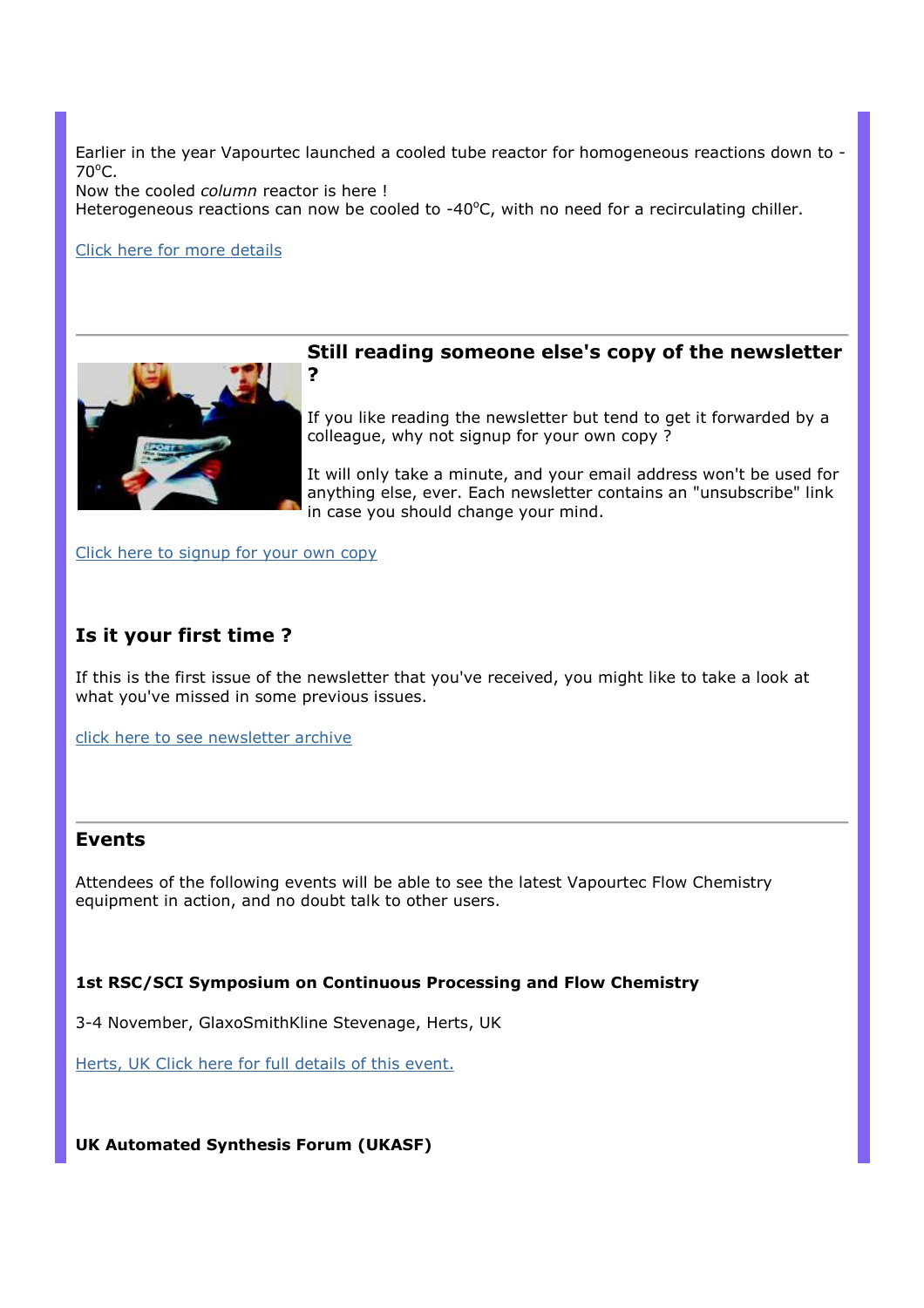Earlier in the year Vapourtec launched a cooled tube reactor for homogeneous reactions down to -70°C.
Now the cooled *column* reactor is here !
Heterogeneous reactions can now be cooled to -40°C, with no need for a recirculating chiller.

Click here for more details

---

### Still reading someone else's copy of the newsletter ?

If you like reading the newsletter but tend to get it forwarded by a colleague, why not signup for your own copy ?

It will only take a minute, and your email address won't be used for anything else, ever. Each newsletter contains an "unsubscribe" link in case you should change your mind.

Click here to signup for your own copy

### Is it your first time ?

If this is the first issue of the newsletter that you've received, you might like to take a look at what you've missed in some previous issues.

click here to see newsletter archive

---

### Events

Attendees of the following events will be able to see the latest Vapourtec Flow Chemistry equipment in action, and no doubt talk to other users.

**1st RSC/SCI Symposium on Continuous Processing and Flow Chemistry**

3-4 November, GlaxoSmithKline Stevenage, Herts, UK

Herts, UK Click here for full details of this event.

**UK Automated Synthesis Forum (UKASF)**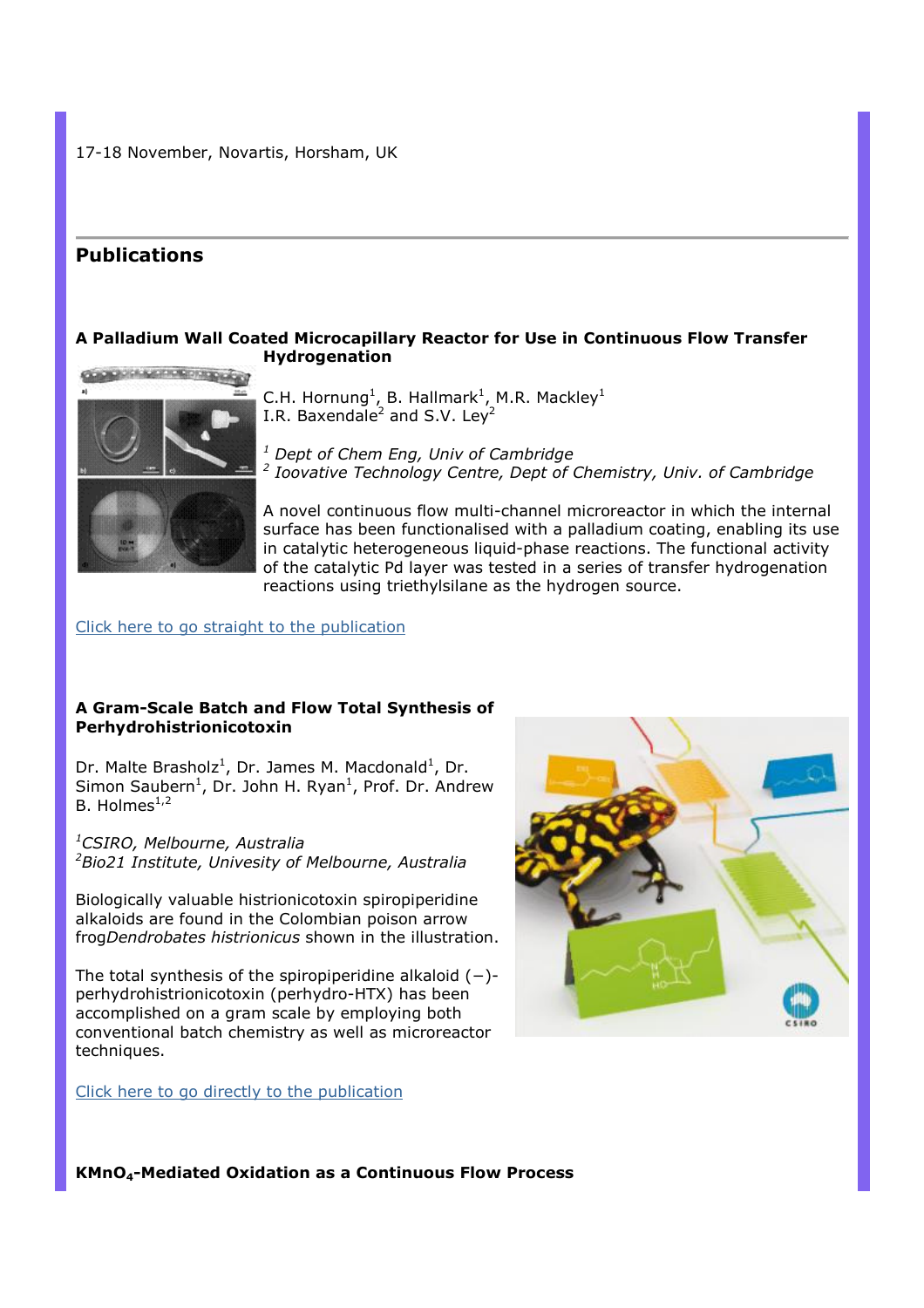17-18 November, Novartis, Horsham, UK

## Publications

### A Palladium Wall Coated Microcapillary Reactor for Use in Continuous Flow Transfer Hydrogenation

C.H. Hornung[1], B. Hallmark[1], M.R. Mackley[1] I.R. Baxendale[2] and S.V. Ley[2]

*[1] Dept of Chem Eng, Univ of Cambridge*
*[2] Ioovative Technology Centre, Dept of Chemistry, Univ. of Cambridge*

A novel continuous flow multi-channel microreactor in which the internal surface has been functionalised with a palladium coating, enabling its use in catalytic heterogeneous liquid-phase reactions. The functional activity of the catalytic Pd layer was tested in a series of transfer hydrogenation reactions using triethylsilane as the hydrogen source.

Click here to go straight to the publication

### A Gram-Scale Batch and Flow Total Synthesis of Perhydrohistrionicotoxin

Dr. Malte Brasholz[1], Dr. James M. Macdonald[1], Dr. Simon Saubern[1], Dr. John H. Ryan[1], Prof. Dr. Andrew B. Holmes[1,2]

*[1]CSIRO, Melbourne, Australia*
*[2]Bio21 Institute, Univesity of Melbourne, Australia*

Biologically valuable histrionicotoxin spiropiperidine alkaloids are found in the Colombian poison arrow frog*Dendrobates histrionicus* shown in the illustration.

The total synthesis of the spiropiperidine alkaloid (−)-perhydrohistrionicotoxin (perhydro-HTX) has been accomplished on a gram scale by employing both conventional batch chemistry as well as microreactor techniques.

Click here to go directly to the publication

### $KMnO_4$-Mediated Oxidation as a Continuous Flow Process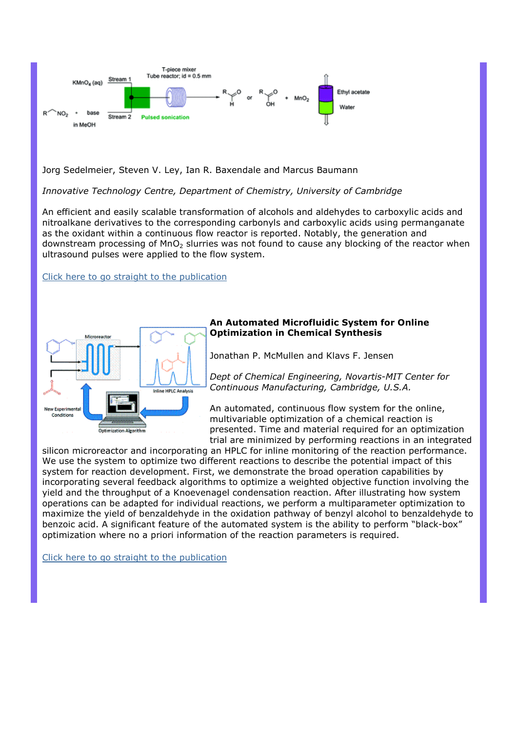Jorg Sedelmeier, Steven V. Ley, Ian R. Baxendale and Marcus Baumann

*Innovative Technology Centre, Department of Chemistry, University of Cambridge*

An efficient and easily scalable transformation of alcohols and aldehydes to carboxylic acids and nitroalkane derivatives to the corresponding carbonyls and carboxylic acids using permanganate as the oxidant within a continuous flow reactor is reported. Notably, the generation and downstream processing of $MnO_2$ slurries was not found to cause any blocking of the reactor when ultrasound pulses were applied to the flow system.

Click here to go straight to the publication

## An Automated Microfluidic System for Online Optimization in Chemical Synthesis

Jonathan P. McMullen and Klavs F. Jensen

*Dept of Chemical Engineering, Novartis-MIT Center for Continuous Manufacturing, Cambridge, U.S.A.*

An automated, continuous flow system for the online, multivariable optimization of a chemical reaction is presented. Time and material required for an optimization trial are minimized by performing reactions in an integrated silicon microreactor and incorporating an HPLC for inline monitoring of the reaction performance. We use the system to optimize two different reactions to describe the potential impact of this system for reaction development. First, we demonstrate the broad operation capabilities by incorporating several feedback algorithms to optimize a weighted objective function involving the yield and the throughput of a Knoevenagel condensation reaction. After illustrating how system operations can be adapted for individual reactions, we perform a multiparameter optimization to maximize the yield of benzaldehyde in the oxidation pathway of benzyl alcohol to benzaldehyde to benzoic acid. A significant feature of the automated system is the ability to perform "black-box" optimization where no a priori information of the reaction parameters is required.

Click here to go straight to the publication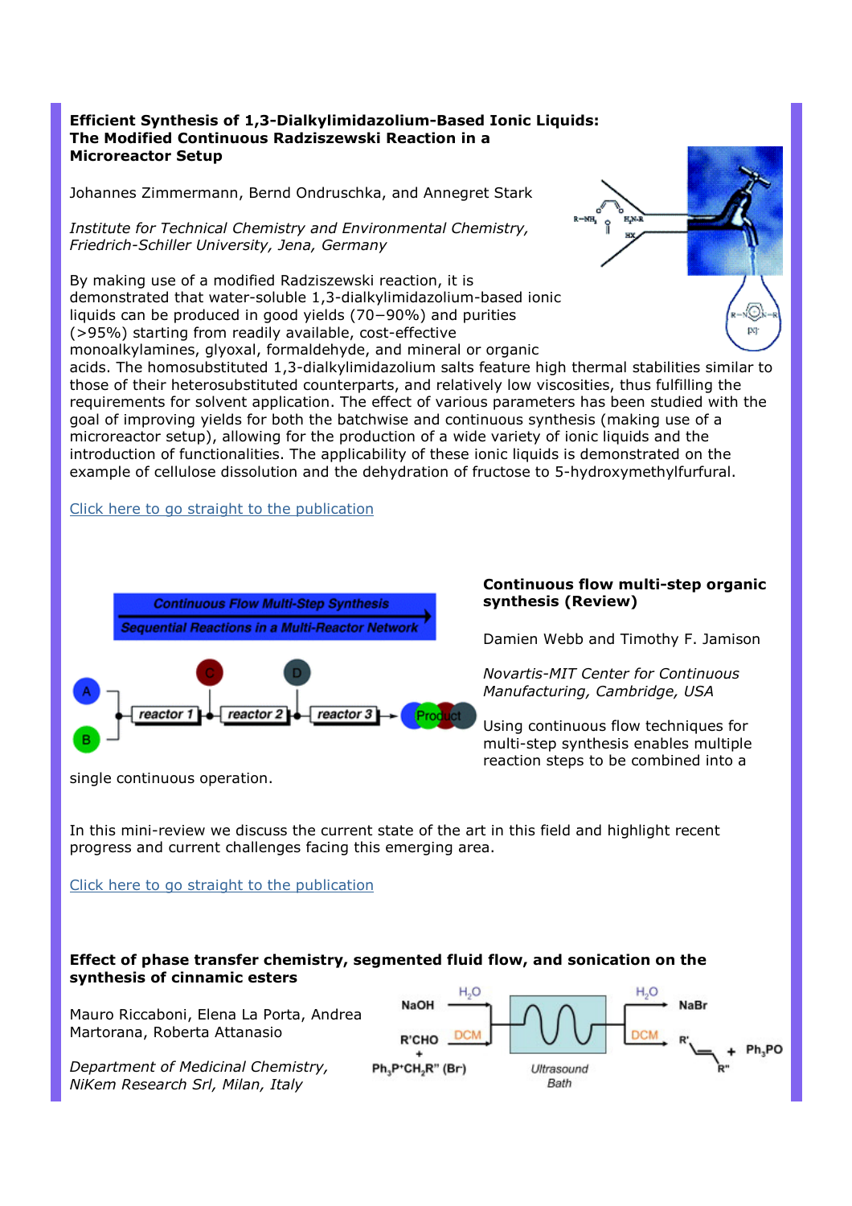**Efficient Synthesis of 1,3-Dialkylimidazolium-Based Ionic Liquids: The Modified Continuous Radziszewski Reaction in a Microreactor Setup**

Johannes Zimmermann, Bernd Ondruschka, and Annegret Stark

*Institute for Technical Chemistry and Environmental Chemistry, Friedrich-Schiller University, Jena, Germany*

By making use of a modified Radziszewski reaction, it is demonstrated that water-soluble 1,3-dialkylimidazolium-based ionic liquids can be produced in good yields (70−90%) and purities (>95%) starting from readily available, cost-effective monoalkylamines, glyoxal, formaldehyde, and mineral or organic acids. The homosubstituted 1,3-dialkylimidazolium salts feature high thermal stabilities similar to those of their heterosubstituted counterparts, and relatively low viscosities, thus fulfilling the requirements for solvent application. The effect of various parameters has been studied with the goal of improving yields for both the batchwise and continuous synthesis (making use of a microreactor setup), allowing for the production of a wide variety of ionic liquids and the introduction of functionalities. The applicability of these ionic liquids is demonstrated on the example of cellulose dissolution and the dehydration of fructose to 5-hydroxymethylfurfural.

Click here to go straight to the publication

**Continuous flow multi-step organic synthesis (Review)**

Damien Webb and Timothy F. Jamison

*Novartis-MIT Center for Continuous Manufacturing, Cambridge, USA*

Using continuous flow techniques for multi-step synthesis enables multiple reaction steps to be combined into a single continuous operation.

In this mini-review we discuss the current state of the art in this field and highlight recent progress and current challenges facing this emerging area.

Click here to go straight to the publication

**Effect of phase transfer chemistry, segmented fluid flow, and sonication on the synthesis of cinnamic esters**

Mauro Riccaboni, Elena La Porta, Andrea Martorana, Roberta Attanasio

*Department of Medicinal Chemistry, NiKem Research Srl, Milan, Italy*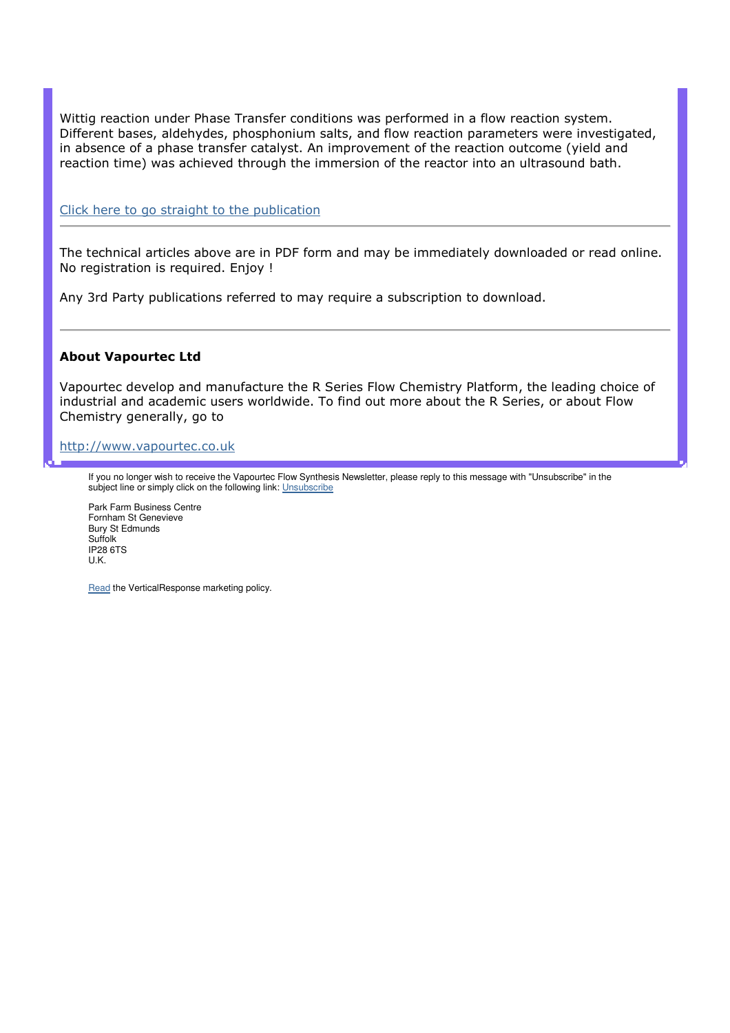Wittig reaction under Phase Transfer conditions was performed in a flow reaction system. Different bases, aldehydes, phosphonium salts, and flow reaction parameters were investigated, in absence of a phase transfer catalyst. An improvement of the reaction outcome (yield and reaction time) was achieved through the immersion of the reactor into an ultrasound bath.

[Click here to go straight to the publication]

---

The technical articles above are in PDF form and may be immediately downloaded or read online. No registration is required. Enjoy !

Any 3rd Party publications referred to may require a subscription to download.

---

**About Vapourtec Ltd**

Vapourtec develop and manufacture the R Series Flow Chemistry Platform, the leading choice of industrial and academic users worldwide. To find out more about the R Series, or about Flow Chemistry generally, go to

http://www.vapourtec.co.uk

If you no longer wish to receive the Vapourtec Flow Synthesis Newsletter, please reply to this message with "Unsubscribe" in the subject line or simply click on the following link: Unsubscribe

Park Farm Business Centre
Fornham St Genevieve
Bury St Edmunds
Suffolk
IP28 6TS
U.K.

Read the VerticalResponse marketing policy.